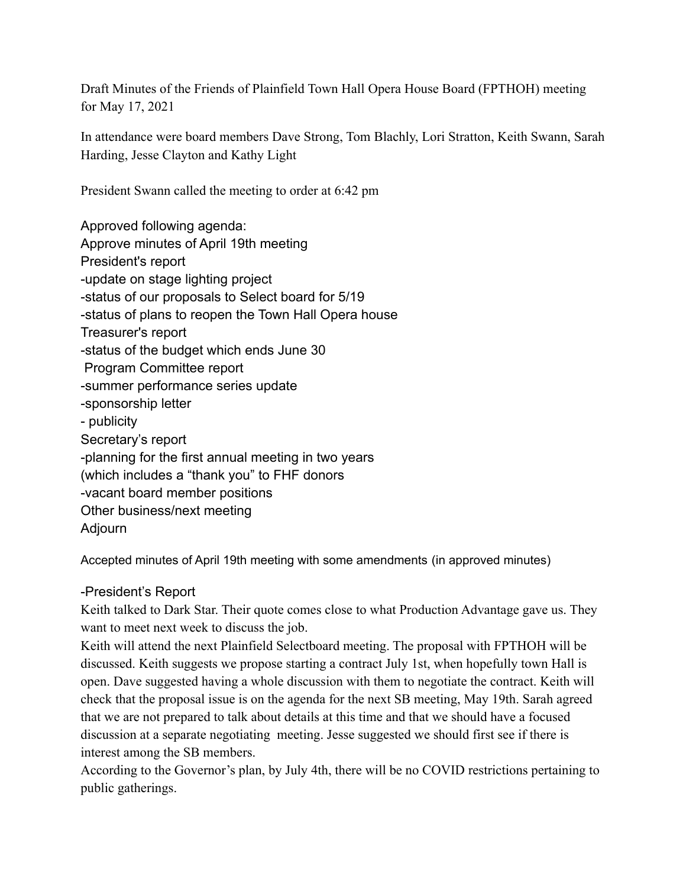Draft Minutes of the Friends of Plainfield Town Hall Opera House Board (FPTHOH) meeting for May 17, 2021

In attendance were board members Dave Strong, Tom Blachly, Lori Stratton, Keith Swann, Sarah Harding, Jesse Clayton and Kathy Light

President Swann called the meeting to order at 6:42 pm

Approved following agenda:
Approve minutes of April 19th meeting
President's report
-update on stage lighting project
-status of our proposals to Select board for 5/19
-status of plans to reopen the Town Hall Opera house
Treasurer's report
-status of the budget which ends June 30
Program Committee report
-summer performance series update
-sponsorship letter
- publicity
Secretary's report
-planning for the first annual meeting in two years
(which includes a "thank you" to FHF donors
-vacant board member positions
Other business/next meeting
Adjourn

Accepted minutes of April 19th meeting with some amendments (in approved minutes)

-President's Report

Keith talked to Dark Star. Their quote comes close to what Production Advantage gave us. They want to meet next week to discuss the job.

Keith will attend the next Plainfield Selectboard meeting. The proposal with FPTHOH will be discussed. Keith suggests we propose starting a contract July 1st, when hopefully town Hall is open. Dave suggested having a whole discussion with them to negotiate the contract. Keith will check that the proposal issue is on the agenda for the next SB meeting, May 19th. Sarah agreed that we are not prepared to talk about details at this time and that we should have a focused discussion at a separate negotiating meeting. Jesse suggested we should first see if there is interest among the SB members.

According to the Governor's plan, by July 4th, there will be no COVID restrictions pertaining to public gatherings.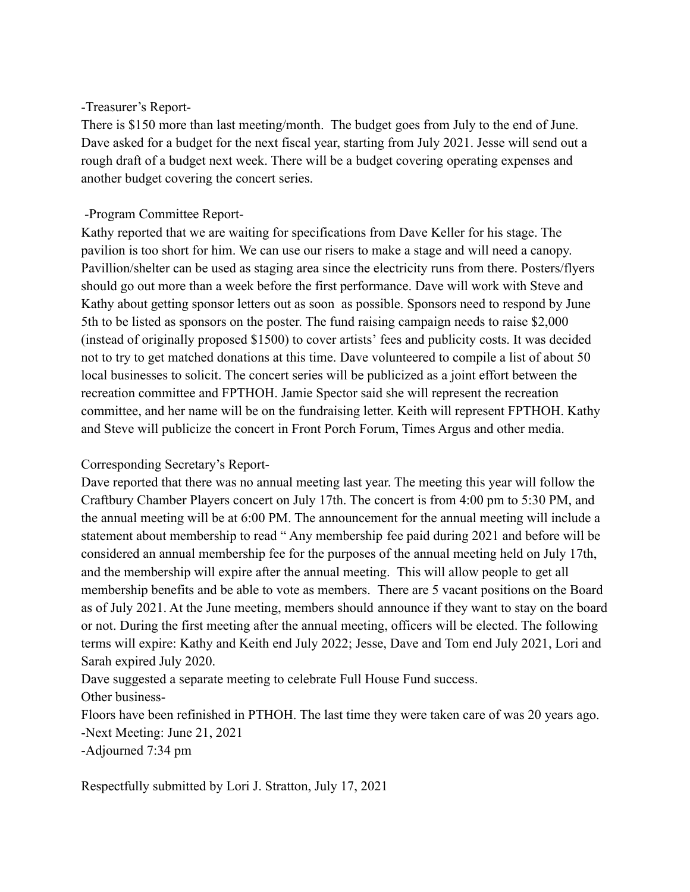-Treasurer's Report-

There is $150 more than last meeting/month. The budget goes from July to the end of June. Dave asked for a budget for the next fiscal year, starting from July 2021. Jesse will send out a rough draft of a budget next week. There will be a budget covering operating expenses and another budget covering the concert series.

-Program Committee Report-

Kathy reported that we are waiting for specifications from Dave Keller for his stage. The pavilion is too short for him. We can use our risers to make a stage and will need a canopy. Pavillion/shelter can be used as staging area since the electricity runs from there. Posters/flyers should go out more than a week before the first performance. Dave will work with Steve and Kathy about getting sponsor letters out as soon as possible. Sponsors need to respond by June 5th to be listed as sponsors on the poster. The fund raising campaign needs to raise $2,000 (instead of originally proposed $1500) to cover artists' fees and publicity costs. It was decided not to try to get matched donations at this time. Dave volunteered to compile a list of about 50 local businesses to solicit. The concert series will be publicized as a joint effort between the recreation committee and FPTHOH. Jamie Spector said she will represent the recreation committee, and her name will be on the fundraising letter. Keith will represent FPTHOH. Kathy and Steve will publicize the concert in Front Porch Forum, Times Argus and other media.

Corresponding Secretary's Report-

Dave reported that there was no annual meeting last year. The meeting this year will follow the Craftbury Chamber Players concert on July 17th. The concert is from 4:00 pm to 5:30 PM, and the annual meeting will be at 6:00 PM. The announcement for the annual meeting will include a statement about membership to read " Any membership fee paid during 2021 and before will be considered an annual membership fee for the purposes of the annual meeting held on July 17th, and the membership will expire after the annual meeting. This will allow people to get all membership benefits and be able to vote as members. There are 5 vacant positions on the Board as of July 2021. At the June meeting, members should announce if they want to stay on the board or not. During the first meeting after the annual meeting, officers will be elected. The following terms will expire: Kathy and Keith end July 2022; Jesse, Dave and Tom end July 2021, Lori and Sarah expired July 2020.

Dave suggested a separate meeting to celebrate Full House Fund success.

Other business-

Floors have been refinished in PTHOH. The last time they were taken care of was 20 years ago.

-Next Meeting: June 21, 2021

-Adjourned 7:34 pm

Respectfully submitted by Lori J. Stratton, July 17, 2021